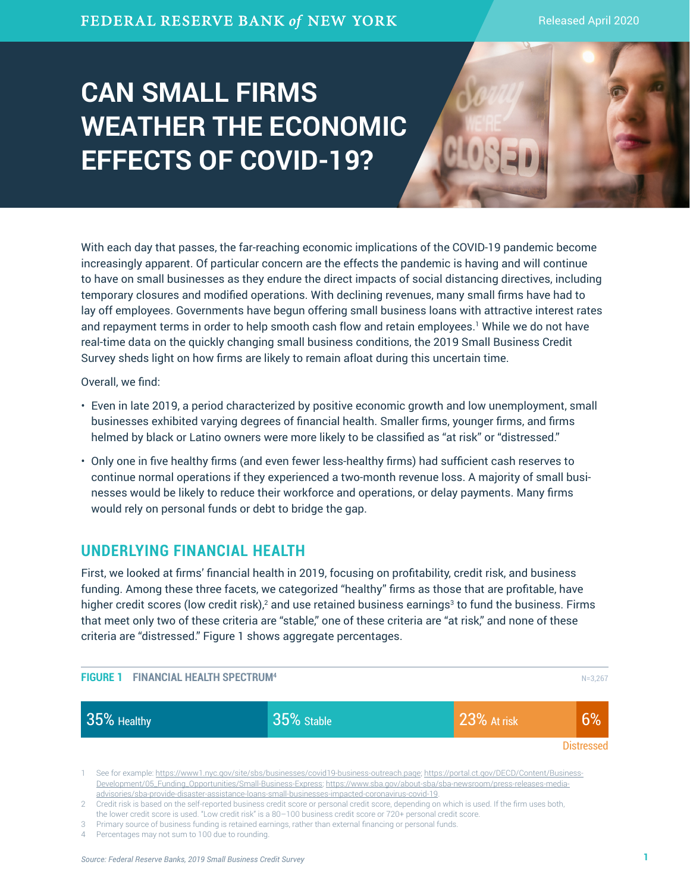FEDERAL RESERVE BANK *of* NEW YORK

Released April 2020

# CAN SMALL FIRMS WEATHER THE ECONOMIC EFFECTS OF COVID-19?

With each day that passes, the far-reaching economic implications of the COVID-19 pandemic become increasingly apparent. Of particular concern are the effects the pandemic is having and will continue to have on small businesses as they endure the direct impacts of social distancing directives, including temporary closures and modified operations. With declining revenues, many small firms have had to lay off employees. Governments have begun offering small business loans with attractive interest rates and repayment terms in order to help smooth cash flow and retain employees.[1] While we do not have real-time data on the quickly changing small business conditions, the 2019 Small Business Credit Survey sheds light on how firms are likely to remain afloat during this uncertain time.

Overall, we find:

- Even in late 2019, a period characterized by positive economic growth and low unemployment, small businesses exhibited varying degrees of financial health. Smaller firms, younger firms, and firms helmed by black or Latino owners were more likely to be classified as "at risk" or "distressed."
- Only one in five healthy firms (and even fewer less-healthy firms) had sufficient cash reserves to continue normal operations if they experienced a two-month revenue loss. A majority of small businesses would be likely to reduce their workforce and operations, or delay payments. Many firms would rely on personal funds or debt to bridge the gap.

## UNDERLYING FINANCIAL HEALTH

First, we looked at firms' financial health in 2019, focusing on profitability, credit risk, and business funding. Among these three facets, we categorized "healthy" firms as those that are profitable, have higher credit scores (low credit risk),[2] and use retained business earnings[3] to fund the business. Firms that meet only two of these criteria are "stable," one of these criteria are "at risk," and none of these criteria are "distressed." Figure 1 shows aggregate percentages.

**FIGURE 1 FINANCIAL HEALTH SPECTRUM[4]** N=3,267

| Healthy | Stable | At risk | Distressed |
|---|---|---|---|
| 35% | 35% | 23% | 6% |

1 See for example: https://www1.nyc.gov/site/sbs/businesses/covid19-business-outreach.page; https://portal.ct.gov/DECD/Content/Business-Development/05_Funding_Opportunities/Small-Business-Express; https://www.sba.gov/about-sba/sba-newsroom/press-releases-media-advisories/sba-provide-disaster-assistance-loans-small-businesses-impacted-coronavirus-covid-19.

2 Credit risk is based on the self-reported business credit score or personal credit score, depending on which is used. If the firm uses both, the lower credit score is used. "Low credit risk" is a 80–100 business credit score or 720+ personal credit score.

3 Primary source of business funding is retained earnings, rather than external financing or personal funds.

4 Percentages may not sum to 100 due to rounding.

*Source: Federal Reserve Banks, 2019 Small Business Credit Survey*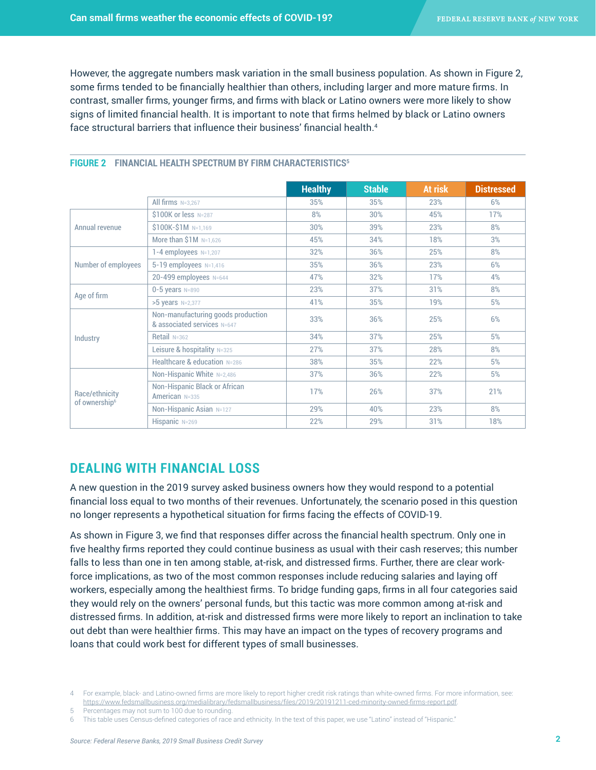However, the aggregate numbers mask variation in the small business population. As shown in Figure 2, some firms tended to be financially healthier than others, including larger and more mature firms. In contrast, smaller firms, younger firms, and firms with black or Latino owners were more likely to show signs of limited financial health. It is important to note that firms helmed by black or Latino owners face structural barriers that influence their business' financial health.[4]

**FIGURE 2 FINANCIAL HEALTH SPECTRUM BY FIRM CHARACTERISTICS[5]**

| | | Healthy | Stable | At risk | Distressed |
|---|---|---|---|---|---|
| | All firms N=3,267 | 35% | 35% | 23% | 6% |
| Annual revenue | $100K or less N=287 | 8% | 30% | 45% | 17% |
| | $100K-$1M N=1,169 | 30% | 39% | 23% | 8% |
| | More than $1M N=1,626 | 45% | 34% | 18% | 3% |
| Number of employees | 1-4 employees N=1,207 | 32% | 36% | 25% | 8% |
| | 5-19 employees N=1,416 | 35% | 36% | 23% | 6% |
| | 20-499 employees N=644 | 47% | 32% | 17% | 4% |
| Age of firm | 0-5 years N=890 | 23% | 37% | 31% | 8% |
| | >5 years N=2,377 | 41% | 35% | 19% | 5% |
| Industry | Non-manufacturing goods production & associated services N=647 | 33% | 36% | 25% | 6% |
| | Retail N=362 | 34% | 37% | 25% | 5% |
| | Leisure & hospitality N=325 | 27% | 37% | 28% | 8% |
| | Healthcare & education N=286 | 38% | 35% | 22% | 5% |
| Race/ethnicity of ownership[6] | Non-Hispanic White N=2,486 | 37% | 36% | 22% | 5% |
| | Non-Hispanic Black or African American N=335 | 17% | 26% | 37% | 21% |
| | Non-Hispanic Asian N=127 | 29% | 40% | 23% | 8% |
| | Hispanic N=269 | 22% | 29% | 31% | 18% |

## DEALING WITH FINANCIAL LOSS

A new question in the 2019 survey asked business owners how they would respond to a potential financial loss equal to two months of their revenues. Unfortunately, the scenario posed in this question no longer represents a hypothetical situation for firms facing the effects of COVID-19.

As shown in Figure 3, we find that responses differ across the financial health spectrum. Only one in five healthy firms reported they could continue business as usual with their cash reserves; this number falls to less than one in ten among stable, at-risk, and distressed firms. Further, there are clear work-force implications, as two of the most common responses include reducing salaries and laying off workers, especially among the healthiest firms. To bridge funding gaps, firms in all four categories said they would rely on the owners' personal funds, but this tactic was more common among at-risk and distressed firms. In addition, at-risk and distressed firms were more likely to report an inclination to take out debt than were healthier firms. This may have an impact on the types of recovery programs and loans that could work best for different types of small businesses.

4 For example, black- and Latino-owned firms are more likely to report higher credit risk ratings than white-owned firms. For more information, see: https://www.fedsmallbusiness.org/medialibrary/fedsmallbusiness/files/2019/20191211-ced-minority-owned-firms-report.pdf.

5 Percentages may not sum to 100 due to rounding.

6 This table uses Census-defined categories of race and ethnicity. In the text of this paper, we use "Latino" instead of "Hispanic."

*Source: Federal Reserve Banks, 2019 Small Business Credit Survey*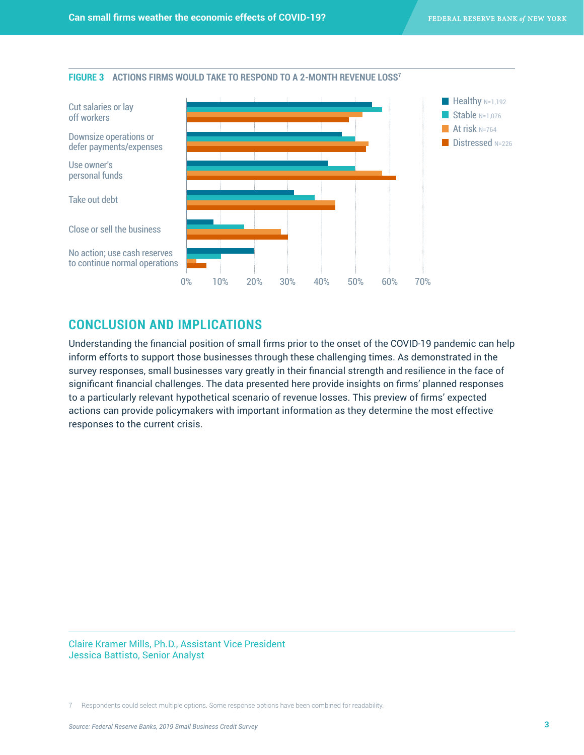**FIGURE 3** ACTIONS FIRMS WOULD TAKE TO RESPOND TO A 2-MONTH REVENUE LOSS[7]

Cut salaries or lay off workers

Downsize operations or defer payments/expenses

Use owner's personal funds

Take out debt

Close or sell the business

No action; use cash reserves to continue normal operations

0% 10% 20% 30% 40% 50% 60% 70%

Healthy N=1,192

Stable N=1,076

At risk N=764

Distressed N=226

## CONCLUSION AND IMPLICATIONS

Understanding the financial position of small firms prior to the onset of the COVID-19 pandemic can help inform efforts to support those businesses through these challenging times. As demonstrated in the survey responses, small businesses vary greatly in their financial strength and resilience in the face of significant financial challenges. The data presented here provide insights on firms' planned responses to a particularly relevant hypothetical scenario of revenue losses. This preview of firms' expected actions can provide policymakers with important information as they determine the most effective responses to the current crisis.

Claire Kramer Mills, Ph.D., Assistant Vice President
Jessica Battisto, Senior Analyst

7 Respondents could select multiple options. Some response options have been combined for readability.

*Source: Federal Reserve Banks, 2019 Small Business Credit Survey*